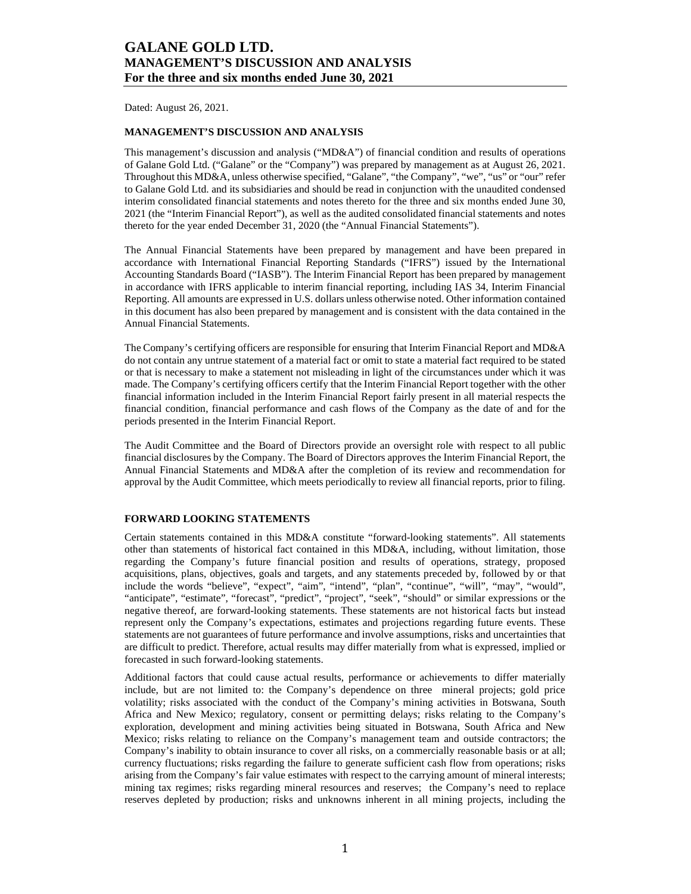# GALANE GOLD LTD.
## MANAGEMENT'S DISCUSSION AND ANALYSIS
## For the three and six months ended June 30, 2021

Dated: August 26, 2021.

### MANAGEMENT'S DISCUSSION AND ANALYSIS

This management's discussion and analysis ("MD&A") of financial condition and results of operations of Galane Gold Ltd. ("Galane" or the "Company") was prepared by management as at August 26, 2021. Throughout this MD&A, unless otherwise specified, "Galane", "the Company", "we", "us" or "our" refer to Galane Gold Ltd. and its subsidiaries and should be read in conjunction with the unaudited condensed interim consolidated financial statements and notes thereto for the three and six months ended June 30, 2021 (the "Interim Financial Report"), as well as the audited consolidated financial statements and notes thereto for the year ended December 31, 2020 (the "Annual Financial Statements").

The Annual Financial Statements have been prepared by management and have been prepared in accordance with International Financial Reporting Standards ("IFRS") issued by the International Accounting Standards Board ("IASB"). The Interim Financial Report has been prepared by management in accordance with IFRS applicable to interim financial reporting, including IAS 34, Interim Financial Reporting. All amounts are expressed in U.S. dollars unless otherwise noted. Other information contained in this document has also been prepared by management and is consistent with the data contained in the Annual Financial Statements.

The Company's certifying officers are responsible for ensuring that Interim Financial Report and MD&A do not contain any untrue statement of a material fact or omit to state a material fact required to be stated or that is necessary to make a statement not misleading in light of the circumstances under which it was made. The Company's certifying officers certify that the Interim Financial Report together with the other financial information included in the Interim Financial Report fairly present in all material respects the financial condition, financial performance and cash flows of the Company as the date of and for the periods presented in the Interim Financial Report.

The Audit Committee and the Board of Directors provide an oversight role with respect to all public financial disclosures by the Company. The Board of Directors approves the Interim Financial Report, the Annual Financial Statements and MD&A after the completion of its review and recommendation for approval by the Audit Committee, which meets periodically to review all financial reports, prior to filing.

### FORWARD LOOKING STATEMENTS

Certain statements contained in this MD&A constitute "forward-looking statements". All statements other than statements of historical fact contained in this MD&A, including, without limitation, those regarding the Company's future financial position and results of operations, strategy, proposed acquisitions, plans, objectives, goals and targets, and any statements preceded by, followed by or that include the words "believe", "expect", "aim", "intend", "plan", "continue", "will", "may", "would", "anticipate", "estimate", "forecast", "predict", "project", "seek", "should" or similar expressions or the negative thereof, are forward-looking statements. These statements are not historical facts but instead represent only the Company's expectations, estimates and projections regarding future events. These statements are not guarantees of future performance and involve assumptions, risks and uncertainties that are difficult to predict. Therefore, actual results may differ materially from what is expressed, implied or forecasted in such forward-looking statements.

Additional factors that could cause actual results, performance or achievements to differ materially include, but are not limited to: the Company's dependence on three mineral projects; gold price volatility; risks associated with the conduct of the Company's mining activities in Botswana, South Africa and New Mexico; regulatory, consent or permitting delays; risks relating to the Company's exploration, development and mining activities being situated in Botswana, South Africa and New Mexico; risks relating to reliance on the Company's management team and outside contractors; the Company's inability to obtain insurance to cover all risks, on a commercially reasonable basis or at all; currency fluctuations; risks regarding the failure to generate sufficient cash flow from operations; risks arising from the Company's fair value estimates with respect to the carrying amount of mineral interests; mining tax regimes; risks regarding mineral resources and reserves; the Company's need to replace reserves depleted by production; risks and unknowns inherent in all mining projects, including the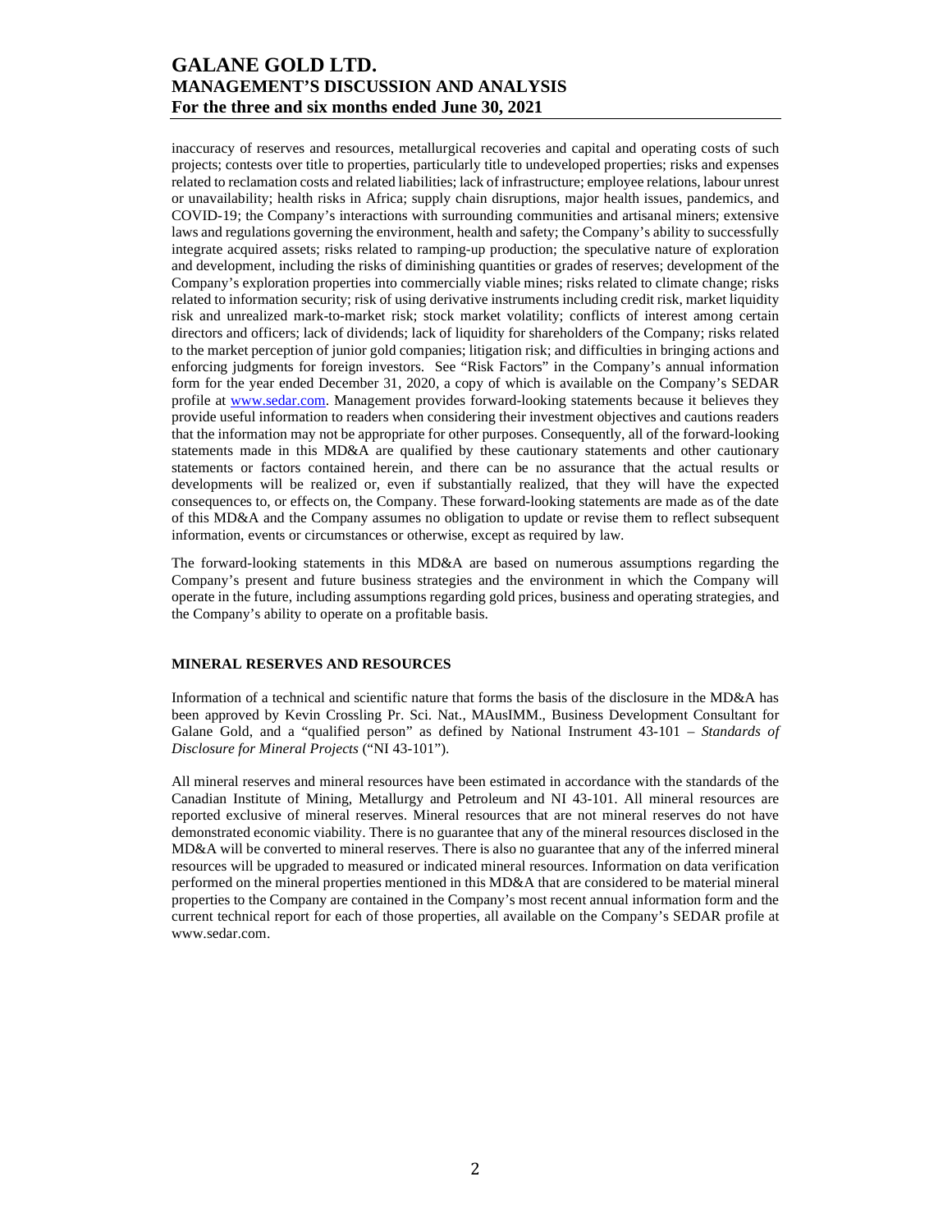inaccuracy of reserves and resources, metallurgical recoveries and capital and operating costs of such projects; contests over title to properties, particularly title to undeveloped properties; risks and expenses related to reclamation costs and related liabilities; lack of infrastructure; employee relations, labour unrest or unavailability; health risks in Africa; supply chain disruptions, major health issues, pandemics, and COVID-19; the Company's interactions with surrounding communities and artisanal miners; extensive laws and regulations governing the environment, health and safety; the Company's ability to successfully integrate acquired assets; risks related to ramping-up production; the speculative nature of exploration and development, including the risks of diminishing quantities or grades of reserves; development of the Company's exploration properties into commercially viable mines; risks related to climate change; risks related to information security; risk of using derivative instruments including credit risk, market liquidity risk and unrealized mark-to-market risk; stock market volatility; conflicts of interest among certain directors and officers; lack of dividends; lack of liquidity for shareholders of the Company; risks related to the market perception of junior gold companies; litigation risk; and difficulties in bringing actions and enforcing judgments for foreign investors. See "Risk Factors" in the Company's annual information form for the year ended December 31, 2020, a copy of which is available on the Company's SEDAR profile at www.sedar.com. Management provides forward-looking statements because it believes they provide useful information to readers when considering their investment objectives and cautions readers that the information may not be appropriate for other purposes. Consequently, all of the forward-looking statements made in this MD&A are qualified by these cautionary statements and other cautionary statements or factors contained herein, and there can be no assurance that the actual results or developments will be realized or, even if substantially realized, that they will have the expected consequences to, or effects on, the Company. These forward-looking statements are made as of the date of this MD&A and the Company assumes no obligation to update or revise them to reflect subsequent information, events or circumstances or otherwise, except as required by law.

The forward-looking statements in this MD&A are based on numerous assumptions regarding the Company's present and future business strategies and the environment in which the Company will operate in the future, including assumptions regarding gold prices, business and operating strategies, and the Company's ability to operate on a profitable basis.

## MINERAL RESERVES AND RESOURCES

Information of a technical and scientific nature that forms the basis of the disclosure in the MD&A has been approved by Kevin Crossling Pr. Sci. Nat., MAusIMM., Business Development Consultant for Galane Gold, and a "qualified person" as defined by National Instrument 43-101 – *Standards of Disclosure for Mineral Projects* ("NI 43-101").

All mineral reserves and mineral resources have been estimated in accordance with the standards of the Canadian Institute of Mining, Metallurgy and Petroleum and NI 43-101. All mineral resources are reported exclusive of mineral reserves. Mineral resources that are not mineral reserves do not have demonstrated economic viability. There is no guarantee that any of the mineral resources disclosed in the MD&A will be converted to mineral reserves. There is also no guarantee that any of the inferred mineral resources will be upgraded to measured or indicated mineral resources. Information on data verification performed on the mineral properties mentioned in this MD&A that are considered to be material mineral properties to the Company are contained in the Company's most recent annual information form and the current technical report for each of those properties, all available on the Company's SEDAR profile at www.sedar.com.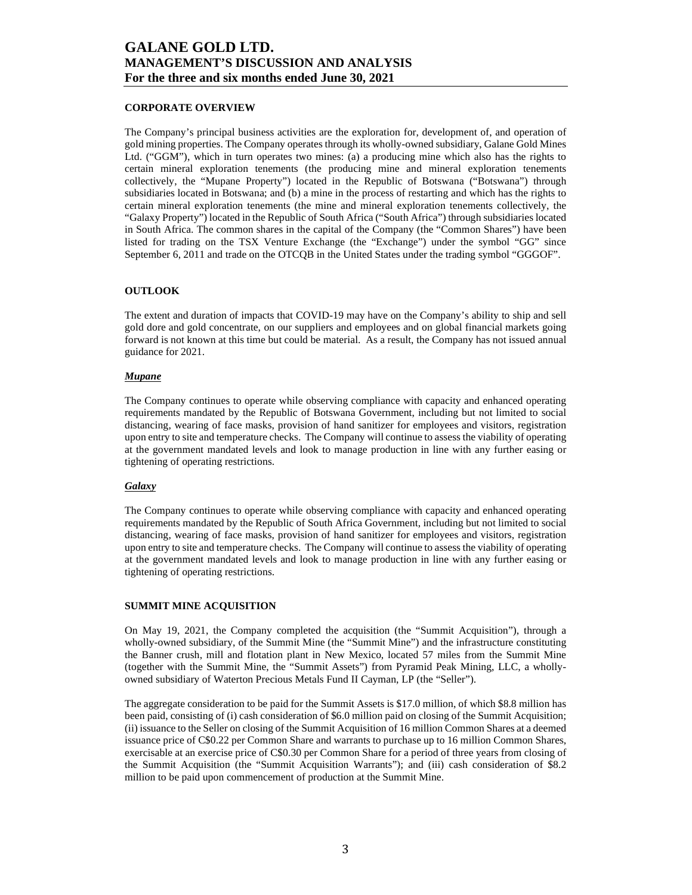## CORPORATE OVERVIEW

The Company's principal business activities are the exploration for, development of, and operation of gold mining properties. The Company operates through its wholly-owned subsidiary, Galane Gold Mines Ltd. ("GGM"), which in turn operates two mines: (a) a producing mine which also has the rights to certain mineral exploration tenements (the producing mine and mineral exploration tenements collectively, the "Mupane Property") located in the Republic of Botswana ("Botswana") through subsidiaries located in Botswana; and (b) a mine in the process of restarting and which has the rights to certain mineral exploration tenements (the mine and mineral exploration tenements collectively, the "Galaxy Property") located in the Republic of South Africa ("South Africa") through subsidiaries located in South Africa. The common shares in the capital of the Company (the "Common Shares") have been listed for trading on the TSX Venture Exchange (the "Exchange") under the symbol "GG" since September 6, 2011 and trade on the OTCQB in the United States under the trading symbol "GGGOF".

## OUTLOOK

The extent and duration of impacts that COVID-19 may have on the Company's ability to ship and sell gold dore and gold concentrate, on our suppliers and employees and on global financial markets going forward is not known at this time but could be material. As a result, the Company has not issued annual guidance for 2021.

### ***Mupane***

The Company continues to operate while observing compliance with capacity and enhanced operating requirements mandated by the Republic of Botswana Government, including but not limited to social distancing, wearing of face masks, provision of hand sanitizer for employees and visitors, registration upon entry to site and temperature checks. The Company will continue to assess the viability of operating at the government mandated levels and look to manage production in line with any further easing or tightening of operating restrictions.

### ***Galaxy***

The Company continues to operate while observing compliance with capacity and enhanced operating requirements mandated by the Republic of South Africa Government, including but not limited to social distancing, wearing of face masks, provision of hand sanitizer for employees and visitors, registration upon entry to site and temperature checks. The Company will continue to assess the viability of operating at the government mandated levels and look to manage production in line with any further easing or tightening of operating restrictions.

## SUMMIT MINE ACQUISITION

On May 19, 2021, the Company completed the acquisition (the "Summit Acquisition"), through a wholly-owned subsidiary, of the Summit Mine (the "Summit Mine") and the infrastructure constituting the Banner crush, mill and flotation plant in New Mexico, located 57 miles from the Summit Mine (together with the Summit Mine, the "Summit Assets") from Pyramid Peak Mining, LLC, a wholly-owned subsidiary of Waterton Precious Metals Fund II Cayman, LP (the "Seller").

The aggregate consideration to be paid for the Summit Assets is $17.0 million, of which $8.8 million has been paid, consisting of (i) cash consideration of $6.0 million paid on closing of the Summit Acquisition; (ii) issuance to the Seller on closing of the Summit Acquisition of 16 million Common Shares at a deemed issuance price of C$0.22 per Common Share and warrants to purchase up to 16 million Common Shares, exercisable at an exercise price of C$0.30 per Common Share for a period of three years from closing of the Summit Acquisition (the "Summit Acquisition Warrants"); and (iii) cash consideration of $8.2 million to be paid upon commencement of production at the Summit Mine.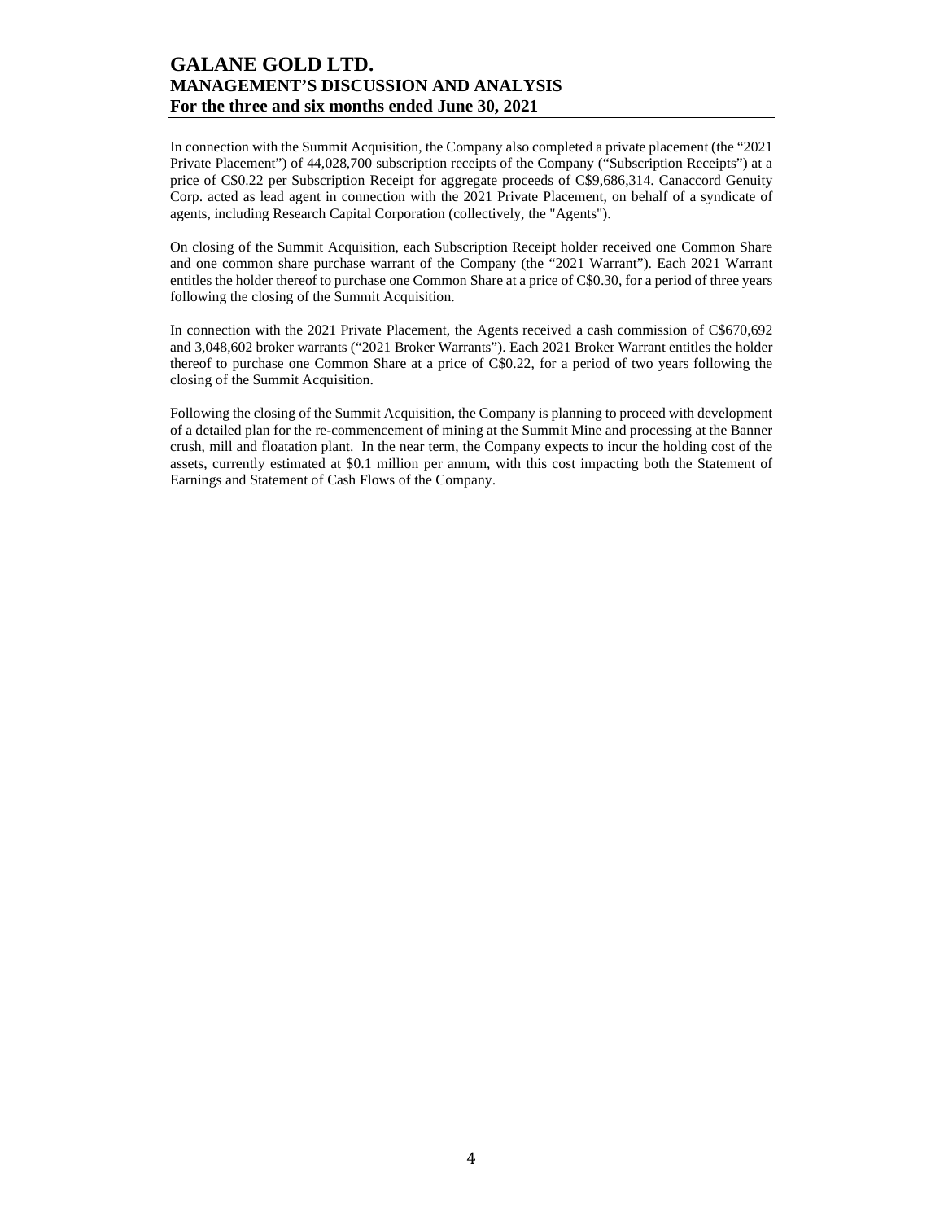In connection with the Summit Acquisition, the Company also completed a private placement (the "2021 Private Placement") of 44,028,700 subscription receipts of the Company ("Subscription Receipts") at a price of C$0.22 per Subscription Receipt for aggregate proceeds of C$9,686,314. Canaccord Genuity Corp. acted as lead agent in connection with the 2021 Private Placement, on behalf of a syndicate of agents, including Research Capital Corporation (collectively, the "Agents").

On closing of the Summit Acquisition, each Subscription Receipt holder received one Common Share and one common share purchase warrant of the Company (the "2021 Warrant"). Each 2021 Warrant entitles the holder thereof to purchase one Common Share at a price of C$0.30, for a period of three years following the closing of the Summit Acquisition.

In connection with the 2021 Private Placement, the Agents received a cash commission of C$670,692 and 3,048,602 broker warrants ("2021 Broker Warrants"). Each 2021 Broker Warrant entitles the holder thereof to purchase one Common Share at a price of C$0.22, for a period of two years following the closing of the Summit Acquisition.

Following the closing of the Summit Acquisition, the Company is planning to proceed with development of a detailed plan for the re-commencement of mining at the Summit Mine and processing at the Banner crush, mill and floatation plant. In the near term, the Company expects to incur the holding cost of the assets, currently estimated at $0.1 million per annum, with this cost impacting both the Statement of Earnings and Statement of Cash Flows of the Company.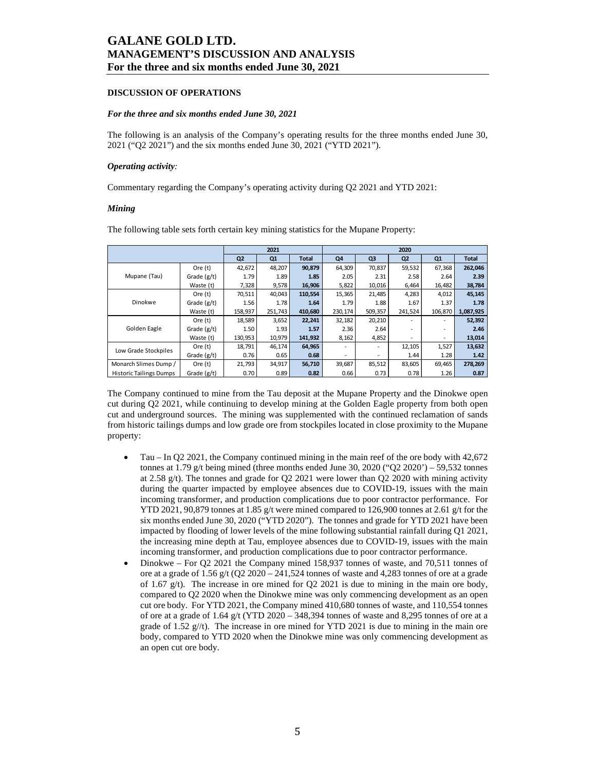**DISCUSSION OF OPERATIONS**

***For the three and six months ended June 30, 2021***

The following is an analysis of the Company's operating results for the three months ended June 30, 2021 ("Q2 2021") and the six months ended June 30, 2021 ("YTD 2021").

***Operating activity:***

Commentary regarding the Company's operating activity during Q2 2021 and YTD 2021:

***Mining***

The following table sets forth certain key mining statistics for the Mupane Property:

| | | 2021 | | | 2020 | | | | |
|---|---|---|---|---|---|---|---|---|---|
| | | Q2 | Q1 | Total | Q4 | Q3 | Q2 | Q1 | Total |
| Mupane (Tau) | Ore (t) | 42,672 | 48,207 | **90,879** | 64,309 | 70,837 | 59,532 | 67,368 | **262,046** |
| | Grade (g/t) | 1.79 | 1.89 | **1.85** | 2.05 | 2.31 | 2.58 | 2.64 | **2.39** |
| | Waste (t) | 7,328 | 9,578 | **16,906** | 5,822 | 10,016 | 6,464 | 16,482 | **38,784** |
| Dinokwe | Ore (t) | 70,511 | 40,043 | **110,554** | 15,365 | 21,485 | 4,283 | 4,012 | **45,145** |
| | Grade (g/t) | 1.56 | 1.78 | **1.64** | 1.79 | 1.88 | 1.67 | 1.37 | **1.78** |
| | Waste (t) | 158,937 | 251,743 | **410,680** | 230,174 | 509,357 | 241,524 | 106,870 | **1,087,925** |
| Golden Eagle | Ore (t) | 18,589 | 3,652 | **22,241** | 32,182 | 20,210 | - | - | **52,392** |
| | Grade (g/t) | 1.50 | 1.93 | **1.57** | 2.36 | 2.64 | - | - | **2.46** |
| | Waste (t) | 130,953 | 10,979 | **141,932** | 8,162 | 4,852 | - | - | **13,014** |
| Low Grade Stockpiles | Ore (t) | 18,791 | 46,174 | **64,965** | - | - | 12,105 | 1,527 | **13,632** |
| | Grade (g/t) | 0.76 | 0.65 | **0.68** | - | - | 1.44 | 1.28 | **1.42** |
| Monarch Slimes Dump / | Ore (t) | 21,793 | 34,917 | **56,710** | 39,687 | 85,512 | 83,605 | 69,465 | **278,269** |
| Historic Tailings Dumps | Grade (g/t) | 0.70 | 0.89 | **0.82** | 0.66 | 0.73 | 0.78 | 1.26 | **0.87** |

The Company continued to mine from the Tau deposit at the Mupane Property and the Dinokwe open cut during Q2 2021, while continuing to develop mining at the Golden Eagle property from both open cut and underground sources. The mining was supplemented with the continued reclamation of sands from historic tailings dumps and low grade ore from stockpiles located in close proximity to the Mupane property:

- Tau – In Q2 2021, the Company continued mining in the main reef of the ore body with 42,672 tonnes at 1.79 g/t being mined (three months ended June 30, 2020 ("Q2 2020') – 59,532 tonnes at 2.58 g/t). The tonnes and grade for Q2 2021 were lower than Q2 2020 with mining activity during the quarter impacted by employee absences due to COVID-19, issues with the main incoming transformer, and production complications due to poor contractor performance. For YTD 2021, 90,879 tonnes at 1.85 g/t were mined compared to 126,900 tonnes at 2.61 g/t for the six months ended June 30, 2020 ("YTD 2020"). The tonnes and grade for YTD 2021 have been impacted by flooding of lower levels of the mine following substantial rainfall during Q1 2021, the increasing mine depth at Tau, employee absences due to COVID-19, issues with the main incoming transformer, and production complications due to poor contractor performance.
- Dinokwe – For Q2 2021 the Company mined 158,937 tonnes of waste, and 70,511 tonnes of ore at a grade of 1.56 g/t (Q2 2020 – 241,524 tonnes of waste and 4,283 tonnes of ore at a grade of 1.67 g/t). The increase in ore mined for Q2 2021 is due to mining in the main ore body, compared to Q2 2020 when the Dinokwe mine was only commencing development as an open cut ore body. For YTD 2021, the Company mined 410,680 tonnes of waste, and 110,554 tonnes of ore at a grade of 1.64 g/t (YTD 2020 – 348,394 tonnes of waste and 8,295 tonnes of ore at a grade of 1.52 g//t). The increase in ore mined for YTD 2021 is due to mining in the main ore body, compared to YTD 2020 when the Dinokwe mine was only commencing development as an open cut ore body.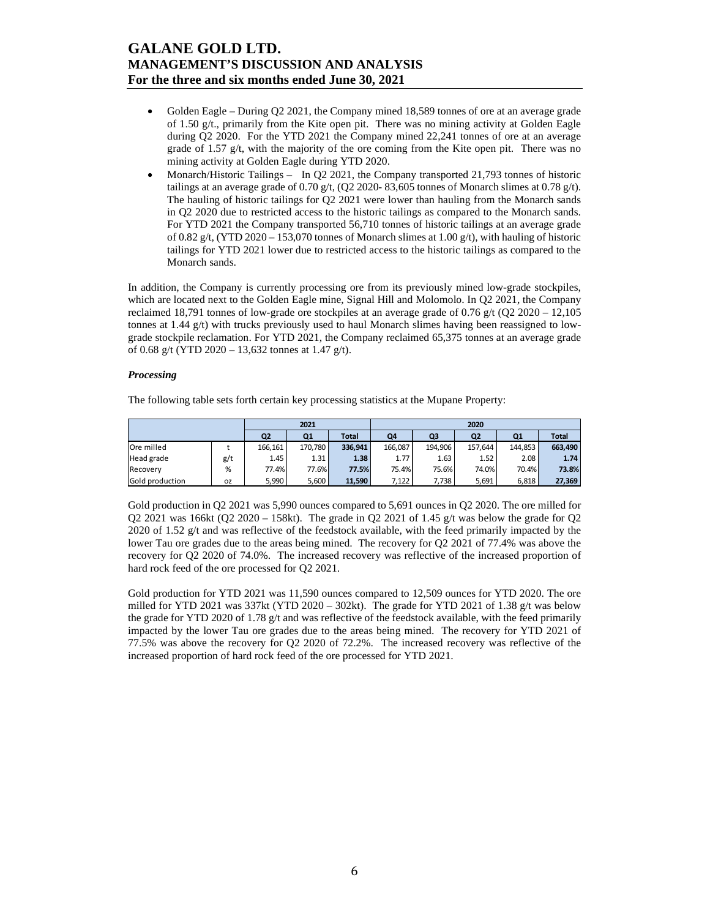- Golden Eagle – During Q2 2021, the Company mined 18,589 tonnes of ore at an average grade of 1.50 g/t., primarily from the Kite open pit. There was no mining activity at Golden Eagle during Q2 2020. For the YTD 2021 the Company mined 22,241 tonnes of ore at an average grade of 1.57 g/t, with the majority of the ore coming from the Kite open pit. There was no mining activity at Golden Eagle during YTD 2020.
- Monarch/Historic Tailings – In Q2 2021, the Company transported 21,793 tonnes of historic tailings at an average grade of 0.70 g/t, (Q2 2020- 83,605 tonnes of Monarch slimes at 0.78 g/t). The hauling of historic tailings for Q2 2021 were lower than hauling from the Monarch sands in Q2 2020 due to restricted access to the historic tailings as compared to the Monarch sands. For YTD 2021 the Company transported 56,710 tonnes of historic tailings at an average grade of 0.82 g/t, (YTD 2020 – 153,070 tonnes of Monarch slimes at 1.00 g/t), with hauling of historic tailings for YTD 2021 lower due to restricted access to the historic tailings as compared to the Monarch sands.

In addition, the Company is currently processing ore from its previously mined low-grade stockpiles, which are located next to the Golden Eagle mine, Signal Hill and Molomolo. In Q2 2021, the Company reclaimed 18,791 tonnes of low-grade ore stockpiles at an average grade of 0.76 g/t (Q2 2020 – 12,105 tonnes at 1.44 g/t) with trucks previously used to haul Monarch slimes having been reassigned to low-grade stockpile reclamation. For YTD 2021, the Company reclaimed 65,375 tonnes at an average grade of 0.68 g/t (YTD 2020 – 13,632 tonnes at 1.47 g/t).

### *Processing*

The following table sets forth certain key processing statistics at the Mupane Property:

| | | 2021 | | | 2020 | | | | |
|---|---|---|---|---|---|---|---|---|---|
| | | Q2 | Q1 | Total | Q4 | Q3 | Q2 | Q1 | Total |
| Ore milled | t | 166,161 | 170,780 | **336,941** | 166,087 | 194,906 | 157,644 | 144,853 | **663,490** |
| Head grade | g/t | 1.45 | 1.31 | **1.38** | 1.77 | 1.63 | 1.52 | 2.08 | **1.74** |
| Recovery | % | 77.4% | 77.6% | **77.5%** | 75.4% | 75.6% | 74.0% | 70.4% | **73.8%** |
| Gold production | oz | 5,990 | 5,600 | **11,590** | 7,122 | 7,738 | 5,691 | 6,818 | **27,369** |

Gold production in Q2 2021 was 5,990 ounces compared to 5,691 ounces in Q2 2020. The ore milled for Q2 2021 was 166kt (Q2 2020 – 158kt). The grade in Q2 2021 of 1.45 g/t was below the grade for Q2 2020 of 1.52 g/t and was reflective of the feedstock available, with the feed primarily impacted by the lower Tau ore grades due to the areas being mined. The recovery for Q2 2021 of 77.4% was above the recovery for Q2 2020 of 74.0%. The increased recovery was reflective of the increased proportion of hard rock feed of the ore processed for Q2 2021.

Gold production for YTD 2021 was 11,590 ounces compared to 12,509 ounces for YTD 2020. The ore milled for YTD 2021 was 337kt (YTD 2020 – 302kt). The grade for YTD 2021 of 1.38 g/t was below the grade for YTD 2020 of 1.78 g/t and was reflective of the feedstock available, with the feed primarily impacted by the lower Tau ore grades due to the areas being mined. The recovery for YTD 2021 of 77.5% was above the recovery for Q2 2020 of 72.2%. The increased recovery was reflective of the increased proportion of hard rock feed of the ore processed for YTD 2021.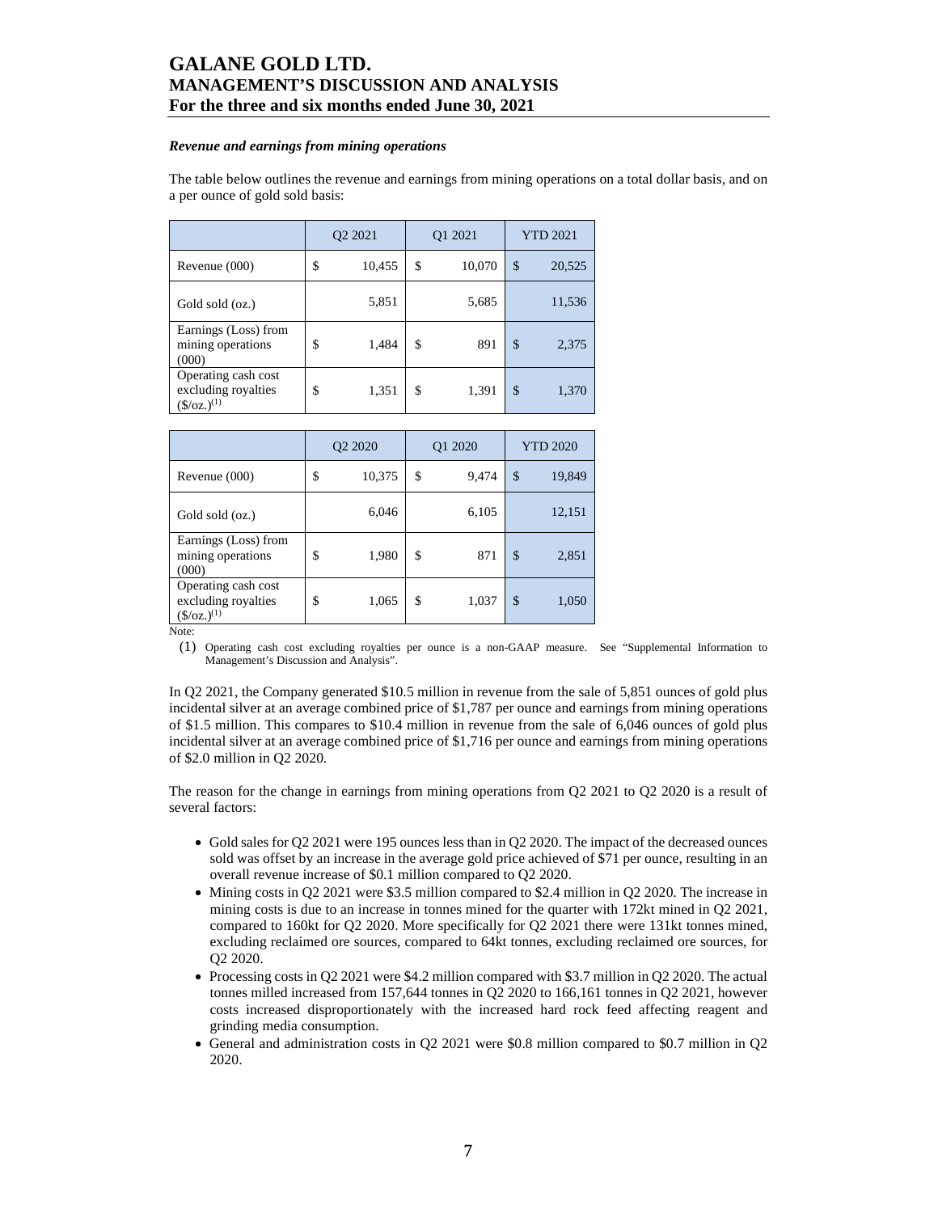### *Revenue and earnings from mining operations*

The table below outlines the revenue and earnings from mining operations on a total dollar basis, and on a per ounce of gold sold basis:

| | Q2 2021 | Q1 2021 | YTD 2021 |
|---|---|---|---|
| Revenue (000) | $ 10,455 | $ 10,070 | $ 20,525 |
| Gold sold (oz.) | 5,851 | 5,685 | 11,536 |
| Earnings (Loss) from mining operations (000) | $ 1,484 | $ 891 | $ 2,375 |
| Operating cash cost excluding royalties ($/oz.)(1) | $ 1,351 | $ 1,391 | $ 1,370 |

| | Q2 2020 | Q1 2020 | YTD 2020 |
|---|---|---|---|
| Revenue (000) | $ 10,375 | $ 9,474 | $ 19,849 |
| Gold sold (oz.) | 6,046 | 6,105 | 12,151 |
| Earnings (Loss) from mining operations (000) | $ 1,980 | $ 871 | $ 2,851 |
| Operating cash cost excluding royalties ($/oz.)(1) | $ 1,065 | $ 1,037 | $ 1,050 |

Note:

(1) Operating cash cost excluding royalties per ounce is a non-GAAP measure. See "Supplemental Information to Management's Discussion and Analysis".

In Q2 2021, the Company generated $10.5 million in revenue from the sale of 5,851 ounces of gold plus incidental silver at an average combined price of $1,787 per ounce and earnings from mining operations of $1.5 million. This compares to $10.4 million in revenue from the sale of 6,046 ounces of gold plus incidental silver at an average combined price of $1,716 per ounce and earnings from mining operations of $2.0 million in Q2 2020.

The reason for the change in earnings from mining operations from Q2 2021 to Q2 2020 is a result of several factors:

- Gold sales for Q2 2021 were 195 ounces less than in Q2 2020. The impact of the decreased ounces sold was offset by an increase in the average gold price achieved of $71 per ounce, resulting in an overall revenue increase of $0.1 million compared to Q2 2020.
- Mining costs in Q2 2021 were $3.5 million compared to $2.4 million in Q2 2020. The increase in mining costs is due to an increase in tonnes mined for the quarter with 172kt mined in Q2 2021, compared to 160kt for Q2 2020. More specifically for Q2 2021 there were 131kt tonnes mined, excluding reclaimed ore sources, compared to 64kt tonnes, excluding reclaimed ore sources, for Q2 2020.
- Processing costs in Q2 2021 were $4.2 million compared with $3.7 million in Q2 2020. The actual tonnes milled increased from 157,644 tonnes in Q2 2020 to 166,161 tonnes in Q2 2021, however costs increased disproportionately with the increased hard rock feed affecting reagent and grinding media consumption.
- General and administration costs in Q2 2021 were $0.8 million compared to $0.7 million in Q2 2020.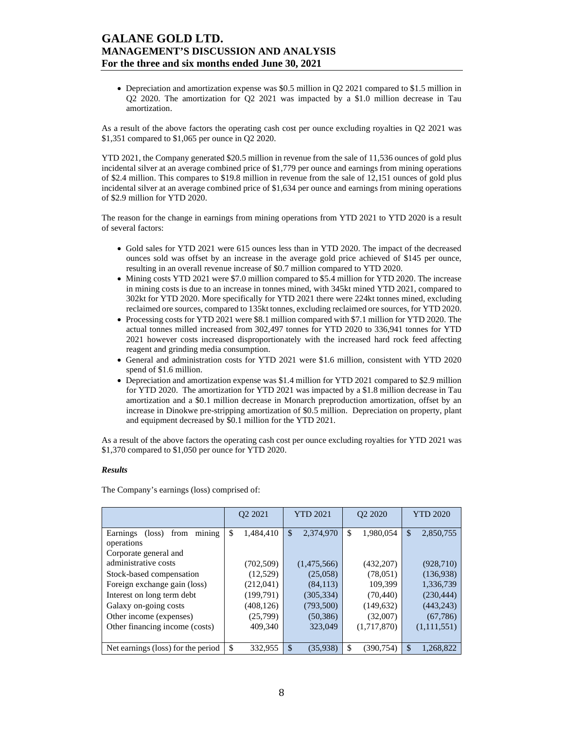- Depreciation and amortization expense was \$0.5 million in Q2 2021 compared to \$1.5 million in Q2 2020. The amortization for Q2 2021 was impacted by a \$1.0 million decrease in Tau amortization.

As a result of the above factors the operating cash cost per ounce excluding royalties in Q2 2021 was \$1,351 compared to \$1,065 per ounce in Q2 2020.

YTD 2021, the Company generated \$20.5 million in revenue from the sale of 11,536 ounces of gold plus incidental silver at an average combined price of \$1,779 per ounce and earnings from mining operations of \$2.4 million. This compares to \$19.8 million in revenue from the sale of 12,151 ounces of gold plus incidental silver at an average combined price of \$1,634 per ounce and earnings from mining operations of \$2.9 million for YTD 2020.

The reason for the change in earnings from mining operations from YTD 2021 to YTD 2020 is a result of several factors:

- Gold sales for YTD 2021 were 615 ounces less than in YTD 2020. The impact of the decreased ounces sold was offset by an increase in the average gold price achieved of \$145 per ounce, resulting in an overall revenue increase of \$0.7 million compared to YTD 2020.
- Mining costs YTD 2021 were \$7.0 million compared to \$5.4 million for YTD 2020. The increase in mining costs is due to an increase in tonnes mined, with 345kt mined YTD 2021, compared to 302kt for YTD 2020. More specifically for YTD 2021 there were 224kt tonnes mined, excluding reclaimed ore sources, compared to 135kt tonnes, excluding reclaimed ore sources, for YTD 2020.
- Processing costs for YTD 2021 were \$8.1 million compared with \$7.1 million for YTD 2020. The actual tonnes milled increased from 302,497 tonnes for YTD 2020 to 336,941 tonnes for YTD 2021 however costs increased disproportionately with the increased hard rock feed affecting reagent and grinding media consumption.
- General and administration costs for YTD 2021 were \$1.6 million, consistent with YTD 2020 spend of \$1.6 million.
- Depreciation and amortization expense was \$1.4 million for YTD 2021 compared to \$2.9 million for YTD 2020. The amortization for YTD 2021 was impacted by a \$1.8 million decrease in Tau amortization and a \$0.1 million decrease in Monarch preproduction amortization, offset by an increase in Dinokwe pre-stripping amortization of \$0.5 million. Depreciation on property, plant and equipment decreased by \$0.1 million for the YTD 2021.

As a result of the above factors the operating cash cost per ounce excluding royalties for YTD 2021 was \$1,370 compared to \$1,050 per ounce for YTD 2020.

***Results***

The Company's earnings (loss) comprised of:

| | Q2 2021 | YTD 2021 | Q2 2020 | YTD 2020 |
|---|---|---|---|---|
| Earnings (loss) from mining operations | \$ 1,484,410 | \$ 2,374,970 | \$ 1,980,054 | \$ 2,850,755 |
| Corporate general and administrative costs | (702,509) | (1,475,566) | (432,207) | (928,710) |
| Stock-based compensation | (12,529) | (25,058) | (78,051) | (136,938) |
| Foreign exchange gain (loss) | (212,041) | (84,113) | 109,399 | 1,336,739 |
| Interest on long term debt | (199,791) | (305,334) | (70,440) | (230,444) |
| Galaxy on-going costs | (408,126) | (793,500) | (149,632) | (443,243) |
| Other income (expenses) | (25,799) | (50,386) | (32,007) | (67,786) |
| Other financing income (costs) | 409,340 | 323,049 | (1,717,870) | (1,111,551) |
| Net earnings (loss) for the period | \$ 332,955 | \$ (35,938) | \$ (390,754) | \$ 1,268,822 |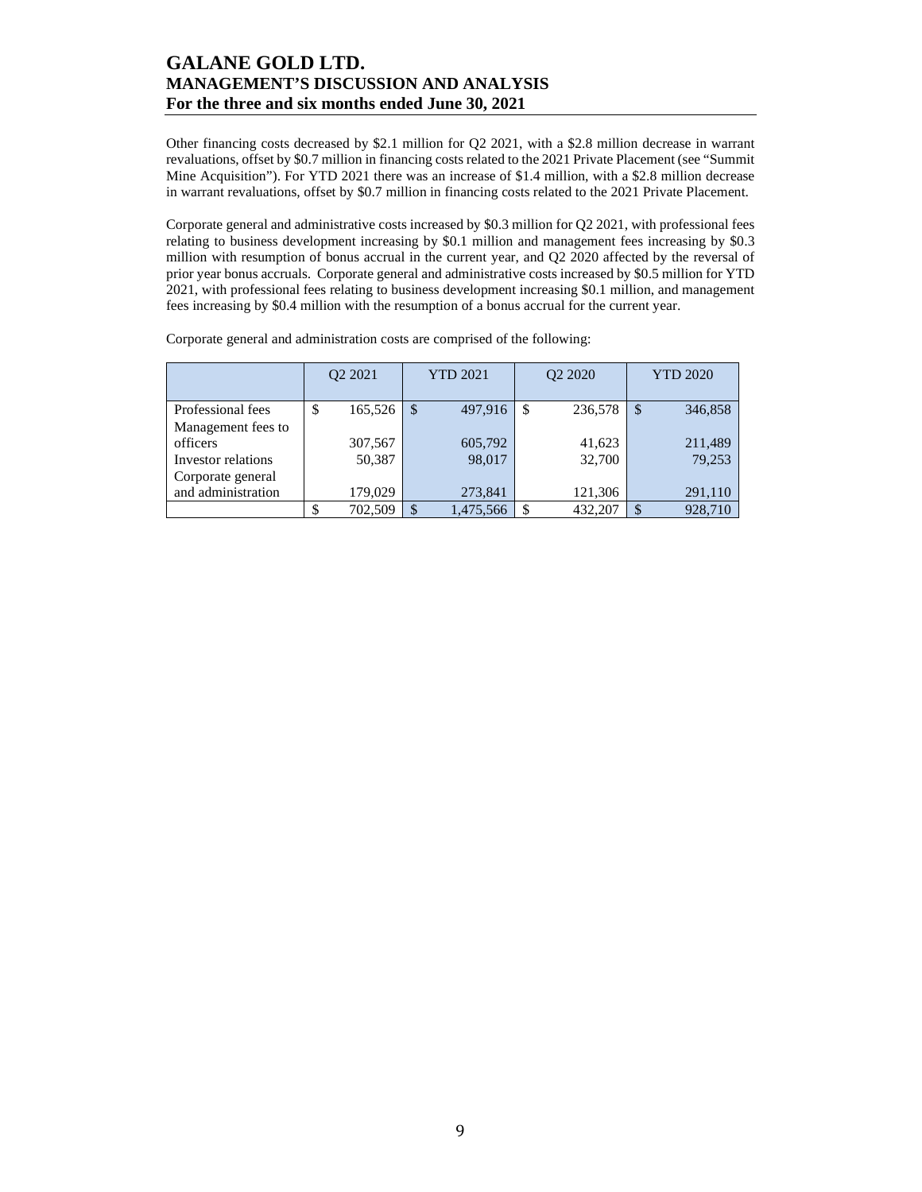Other financing costs decreased by $2.1 million for Q2 2021, with a $2.8 million decrease in warrant revaluations, offset by $0.7 million in financing costs related to the 2021 Private Placement (see "Summit Mine Acquisition"). For YTD 2021 there was an increase of $1.4 million, with a $2.8 million decrease in warrant revaluations, offset by $0.7 million in financing costs related to the 2021 Private Placement.

Corporate general and administrative costs increased by $0.3 million for Q2 2021, with professional fees relating to business development increasing by $0.1 million and management fees increasing by $0.3 million with resumption of bonus accrual in the current year, and Q2 2020 affected by the reversal of prior year bonus accruals. Corporate general and administrative costs increased by $0.5 million for YTD 2021, with professional fees relating to business development increasing $0.1 million, and management fees increasing by $0.4 million with the resumption of a bonus accrual for the current year.

Corporate general and administration costs are comprised of the following:

| | Q2 2021 | YTD 2021 | Q2 2020 | YTD 2020 |
|---|---|---|---|---|
| Professional fees | $ 165,526 | $ 497,916 | $ 236,578 | $ 346,858 |
| Management fees to officers | 307,567 | 605,792 | 41,623 | 211,489 |
| Investor relations | 50,387 | 98,017 | 32,700 | 79,253 |
| Corporate general and administration | 179,029 | 273,841 | 121,306 | 291,110 |
| | $ 702,509 | $ 1,475,566 | $ 432,207 | $ 928,710 |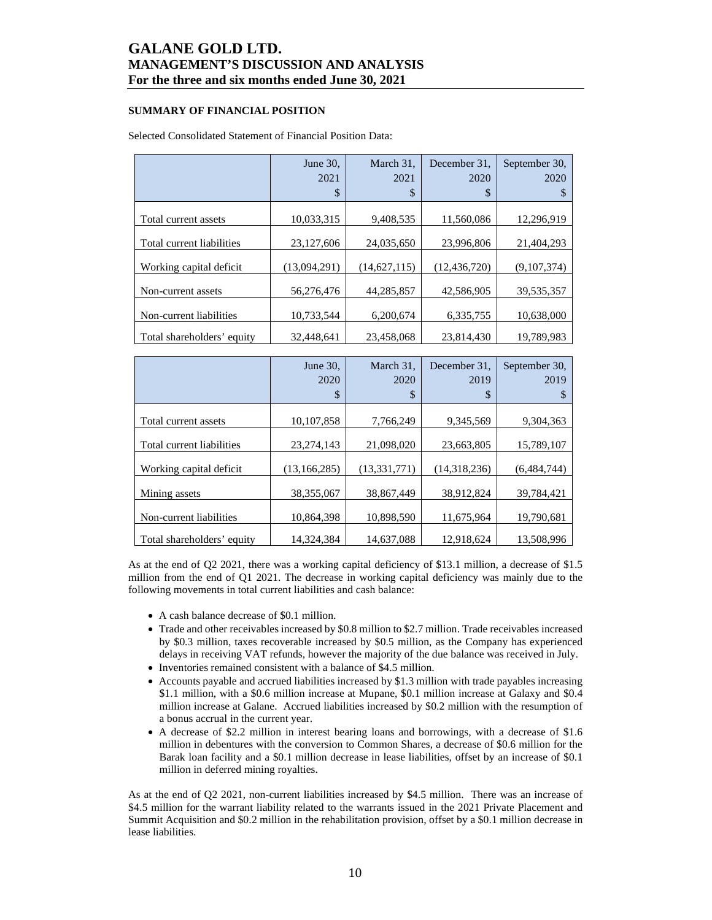## SUMMARY OF FINANCIAL POSITION

Selected Consolidated Statement of Financial Position Data:

| | June 30, 2021 $ | March 31, 2021 $ | December 31, 2020 $ | September 30, 2020 $ |
|---|---|---|---|---|
| Total current assets | 10,033,315 | 9,408,535 | 11,560,086 | 12,296,919 |
| Total current liabilities | 23,127,606 | 24,035,650 | 23,996,806 | 21,404,293 |
| Working capital deficit | (13,094,291) | (14,627,115) | (12,436,720) | (9,107,374) |
| Non-current assets | 56,276,476 | 44,285,857 | 42,586,905 | 39,535,357 |
| Non-current liabilities | 10,733,544 | 6,200,674 | 6,335,755 | 10,638,000 |
| Total shareholders' equity | 32,448,641 | 23,458,068 | 23,814,430 | 19,789,983 |

| | June 30, 2020 $ | March 31, 2020 $ | December 31, 2019 $ | September 30, 2019 $ |
|---|---|---|---|---|
| Total current assets | 10,107,858 | 7,766,249 | 9,345,569 | 9,304,363 |
| Total current liabilities | 23,274,143 | 21,098,020 | 23,663,805 | 15,789,107 |
| Working capital deficit | (13,166,285) | (13,331,771) | (14,318,236) | (6,484,744) |
| Mining assets | 38,355,067 | 38,867,449 | 38,912,824 | 39,784,421 |
| Non-current liabilities | 10,864,398 | 10,898,590 | 11,675,964 | 19,790,681 |
| Total shareholders' equity | 14,324,384 | 14,637,088 | 12,918,624 | 13,508,996 |

As at the end of Q2 2021, there was a working capital deficiency of $13.1 million, a decrease of $1.5 million from the end of Q1 2021. The decrease in working capital deficiency was mainly due to the following movements in total current liabilities and cash balance:

- A cash balance decrease of $0.1 million.
- Trade and other receivables increased by $0.8 million to $2.7 million. Trade receivables increased by $0.3 million, taxes recoverable increased by $0.5 million, as the Company has experienced delays in receiving VAT refunds, however the majority of the due balance was received in July.
- Inventories remained consistent with a balance of $4.5 million.
- Accounts payable and accrued liabilities increased by $1.3 million with trade payables increasing $1.1 million, with a $0.6 million increase at Mupane, $0.1 million increase at Galaxy and $0.4 million increase at Galane. Accrued liabilities increased by $0.2 million with the resumption of a bonus accrual in the current year.
- A decrease of $2.2 million in interest bearing loans and borrowings, with a decrease of $1.6 million in debentures with the conversion to Common Shares, a decrease of $0.6 million for the Barak loan facility and a $0.1 million decrease in lease liabilities, offset by an increase of $0.1 million in deferred mining royalties.

As at the end of Q2 2021, non-current liabilities increased by $4.5 million. There was an increase of $4.5 million for the warrant liability related to the warrants issued in the 2021 Private Placement and Summit Acquisition and $0.2 million in the rehabilitation provision, offset by a $0.1 million decrease in lease liabilities.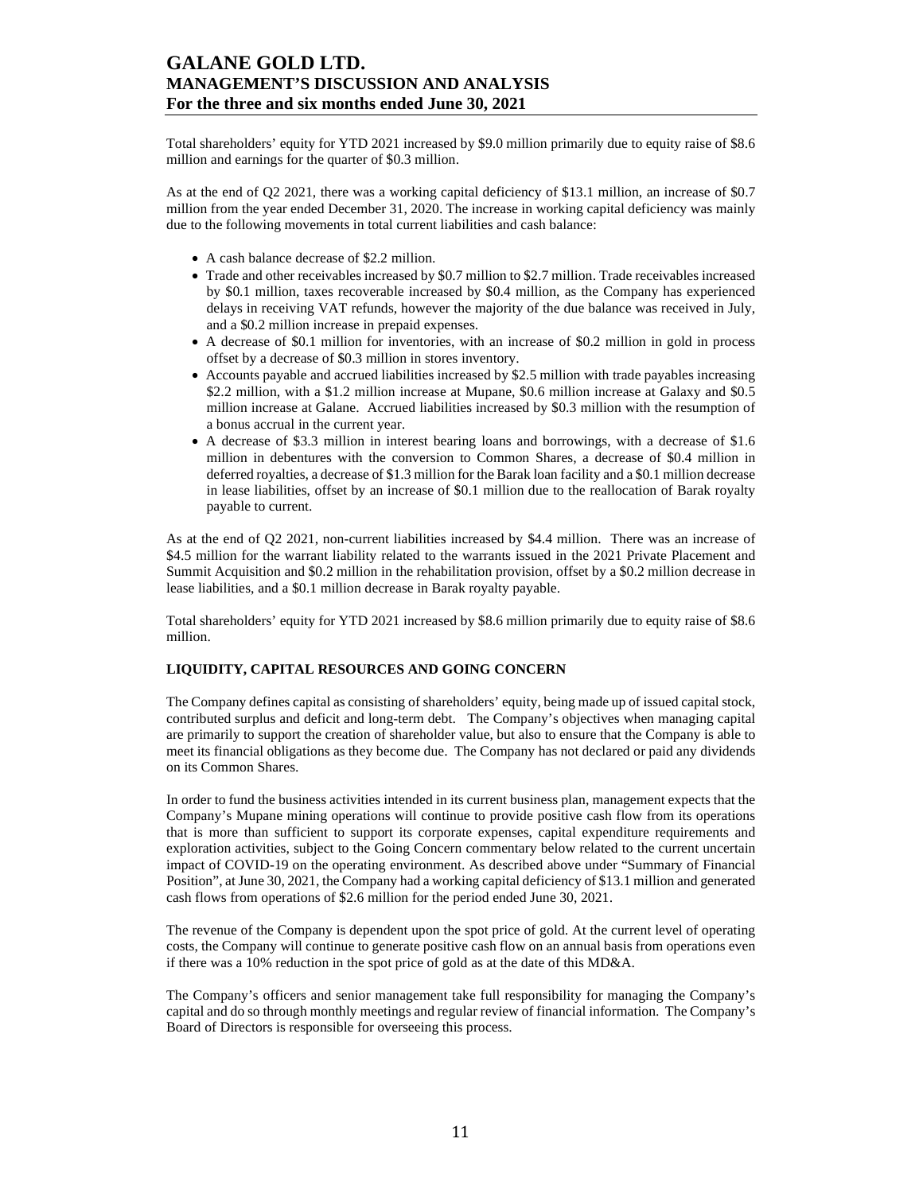Total shareholders' equity for YTD 2021 increased by $9.0 million primarily due to equity raise of $8.6 million and earnings for the quarter of $0.3 million.

As at the end of Q2 2021, there was a working capital deficiency of $13.1 million, an increase of $0.7 million from the year ended December 31, 2020. The increase in working capital deficiency was mainly due to the following movements in total current liabilities and cash balance:

- A cash balance decrease of $2.2 million.
- Trade and other receivables increased by $0.7 million to $2.7 million. Trade receivables increased by $0.1 million, taxes recoverable increased by $0.4 million, as the Company has experienced delays in receiving VAT refunds, however the majority of the due balance was received in July, and a $0.2 million increase in prepaid expenses.
- A decrease of $0.1 million for inventories, with an increase of $0.2 million in gold in process offset by a decrease of $0.3 million in stores inventory.
- Accounts payable and accrued liabilities increased by $2.5 million with trade payables increasing $2.2 million, with a $1.2 million increase at Mupane, $0.6 million increase at Galaxy and $0.5 million increase at Galane. Accrued liabilities increased by $0.3 million with the resumption of a bonus accrual in the current year.
- A decrease of $3.3 million in interest bearing loans and borrowings, with a decrease of $1.6 million in debentures with the conversion to Common Shares, a decrease of $0.4 million in deferred royalties, a decrease of $1.3 million for the Barak loan facility and a $0.1 million decrease in lease liabilities, offset by an increase of $0.1 million due to the reallocation of Barak royalty payable to current.

As at the end of Q2 2021, non-current liabilities increased by $4.4 million. There was an increase of $4.5 million for the warrant liability related to the warrants issued in the 2021 Private Placement and Summit Acquisition and $0.2 million in the rehabilitation provision, offset by a $0.2 million decrease in lease liabilities, and a $0.1 million decrease in Barak royalty payable.

Total shareholders' equity for YTD 2021 increased by $8.6 million primarily due to equity raise of $8.6 million.

## LIQUIDITY, CAPITAL RESOURCES AND GOING CONCERN

The Company defines capital as consisting of shareholders' equity, being made up of issued capital stock, contributed surplus and deficit and long-term debt. The Company's objectives when managing capital are primarily to support the creation of shareholder value, but also to ensure that the Company is able to meet its financial obligations as they become due. The Company has not declared or paid any dividends on its Common Shares.

In order to fund the business activities intended in its current business plan, management expects that the Company's Mupane mining operations will continue to provide positive cash flow from its operations that is more than sufficient to support its corporate expenses, capital expenditure requirements and exploration activities, subject to the Going Concern commentary below related to the current uncertain impact of COVID-19 on the operating environment. As described above under "Summary of Financial Position", at June 30, 2021, the Company had a working capital deficiency of $13.1 million and generated cash flows from operations of $2.6 million for the period ended June 30, 2021.

The revenue of the Company is dependent upon the spot price of gold. At the current level of operating costs, the Company will continue to generate positive cash flow on an annual basis from operations even if there was a 10% reduction in the spot price of gold as at the date of this MD&A.

The Company's officers and senior management take full responsibility for managing the Company's capital and do so through monthly meetings and regular review of financial information. The Company's Board of Directors is responsible for overseeing this process.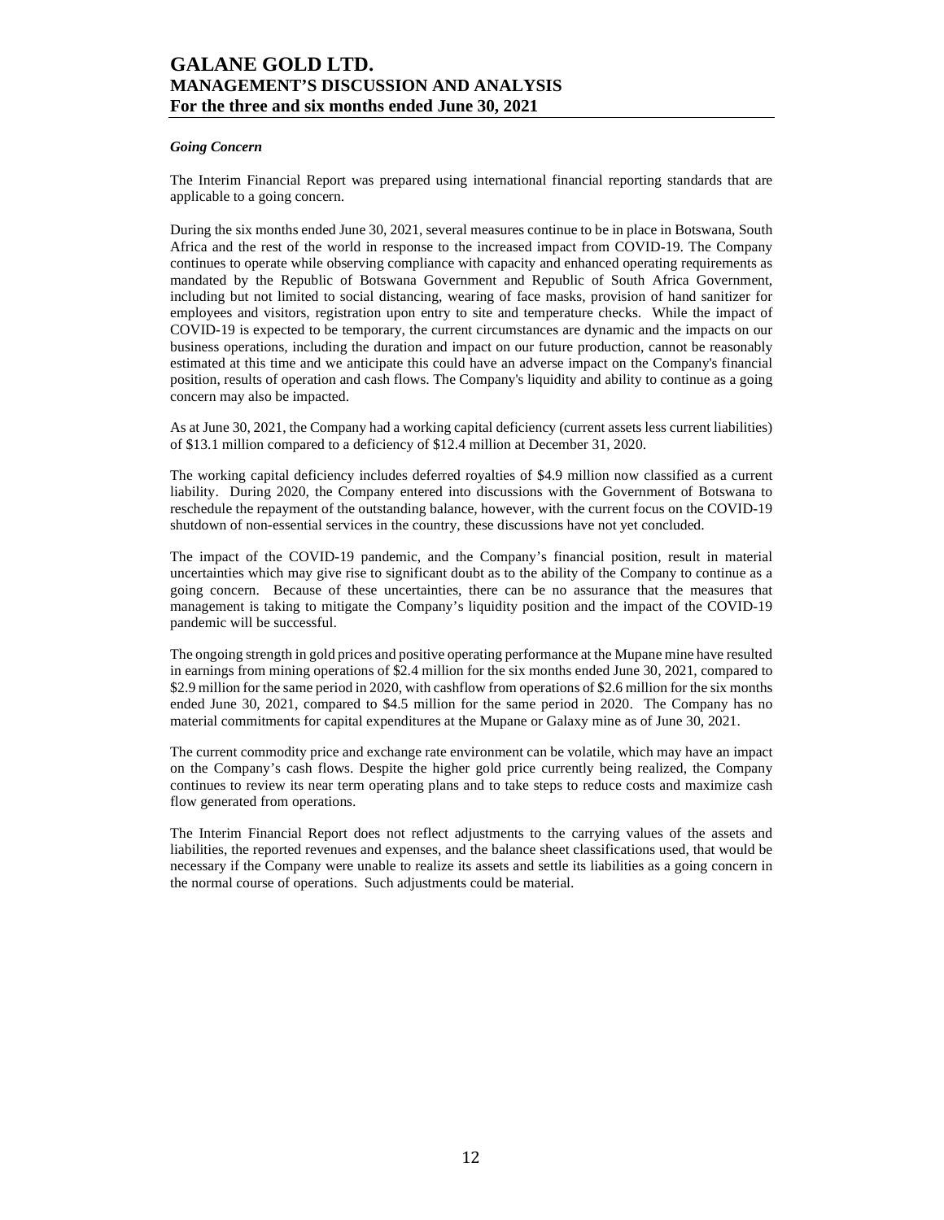### *Going Concern*

The Interim Financial Report was prepared using international financial reporting standards that are applicable to a going concern.

During the six months ended June 30, 2021, several measures continue to be in place in Botswana, South Africa and the rest of the world in response to the increased impact from COVID-19. The Company continues to operate while observing compliance with capacity and enhanced operating requirements as mandated by the Republic of Botswana Government and Republic of South Africa Government, including but not limited to social distancing, wearing of face masks, provision of hand sanitizer for employees and visitors, registration upon entry to site and temperature checks. While the impact of COVID-19 is expected to be temporary, the current circumstances are dynamic and the impacts on our business operations, including the duration and impact on our future production, cannot be reasonably estimated at this time and we anticipate this could have an adverse impact on the Company's financial position, results of operation and cash flows. The Company's liquidity and ability to continue as a going concern may also be impacted.

As at June 30, 2021, the Company had a working capital deficiency (current assets less current liabilities) of $13.1 million compared to a deficiency of $12.4 million at December 31, 2020.

The working capital deficiency includes deferred royalties of $4.9 million now classified as a current liability. During 2020, the Company entered into discussions with the Government of Botswana to reschedule the repayment of the outstanding balance, however, with the current focus on the COVID-19 shutdown of non-essential services in the country, these discussions have not yet concluded.

The impact of the COVID-19 pandemic, and the Company's financial position, result in material uncertainties which may give rise to significant doubt as to the ability of the Company to continue as a going concern. Because of these uncertainties, there can be no assurance that the measures that management is taking to mitigate the Company's liquidity position and the impact of the COVID-19 pandemic will be successful.

The ongoing strength in gold prices and positive operating performance at the Mupane mine have resulted in earnings from mining operations of $2.4 million for the six months ended June 30, 2021, compared to $2.9 million for the same period in 2020, with cashflow from operations of $2.6 million for the six months ended June 30, 2021, compared to $4.5 million for the same period in 2020. The Company has no material commitments for capital expenditures at the Mupane or Galaxy mine as of June 30, 2021.

The current commodity price and exchange rate environment can be volatile, which may have an impact on the Company's cash flows. Despite the higher gold price currently being realized, the Company continues to review its near term operating plans and to take steps to reduce costs and maximize cash flow generated from operations.

The Interim Financial Report does not reflect adjustments to the carrying values of the assets and liabilities, the reported revenues and expenses, and the balance sheet classifications used, that would be necessary if the Company were unable to realize its assets and settle its liabilities as a going concern in the normal course of operations. Such adjustments could be material.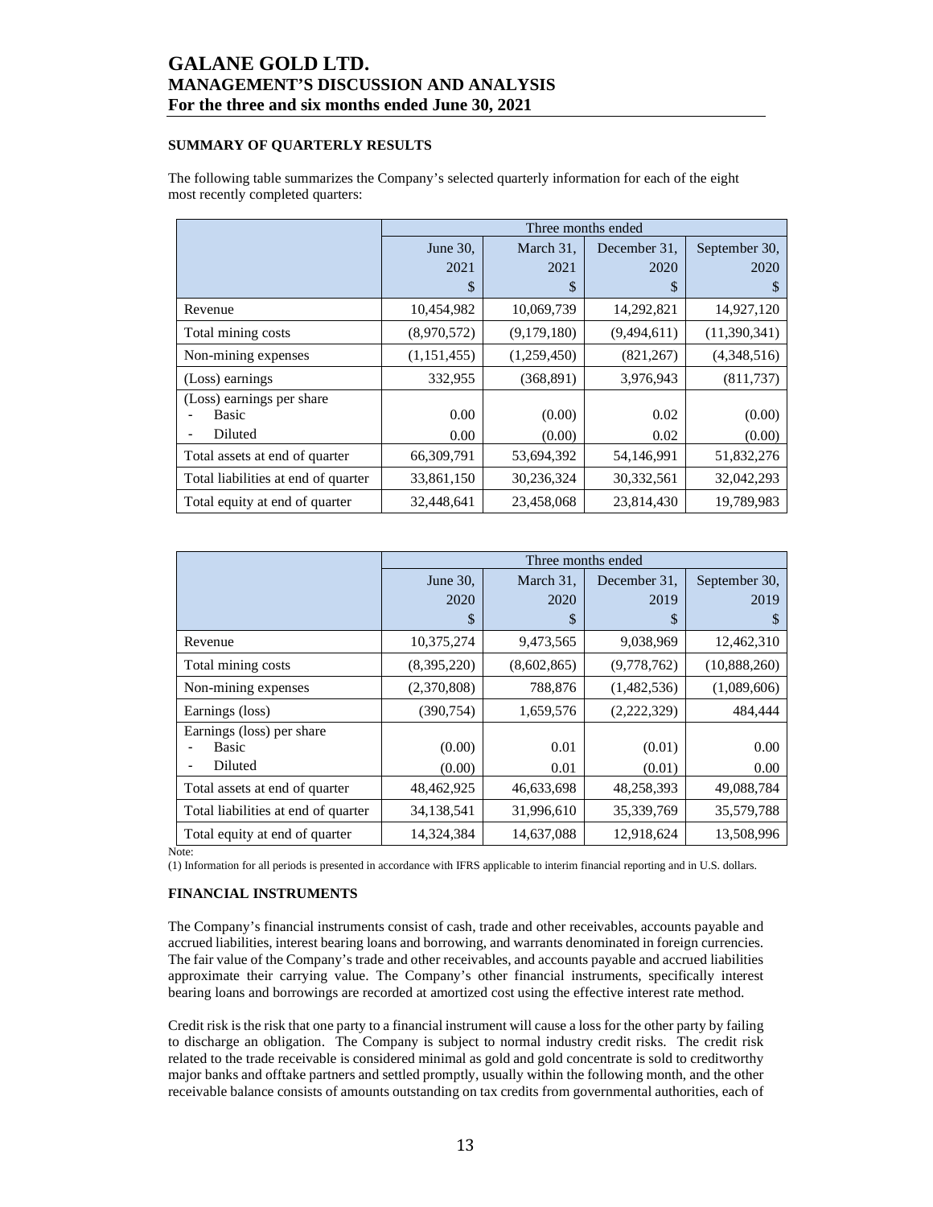### SUMMARY OF QUARTERLY RESULTS

The following table summarizes the Company's selected quarterly information for each of the eight most recently completed quarters:

| | Three months ended | | | |
|---|---|---|---|---|
| | June 30, 2021 $ | March 31, 2021 $ | December 31, 2020 $ | September 30, 2020 $ |
| Revenue | 10,454,982 | 10,069,739 | 14,292,821 | 14,927,120 |
| Total mining costs | (8,970,572) | (9,179,180) | (9,494,611) | (11,390,341) |
| Non-mining expenses | (1,151,455) | (1,259,450) | (821,267) | (4,348,516) |
| (Loss) earnings | 332,955 | (368,891) | 3,976,943 | (811,737) |
| (Loss) earnings per share - Basic | 0.00 | (0.00) | 0.02 | (0.00) |
| - Diluted | 0.00 | (0.00) | 0.02 | (0.00) |
| Total assets at end of quarter | 66,309,791 | 53,694,392 | 54,146,991 | 51,832,276 |
| Total liabilities at end of quarter | 33,861,150 | 30,236,324 | 30,332,561 | 32,042,293 |
| Total equity at end of quarter | 32,448,641 | 23,458,068 | 23,814,430 | 19,789,983 |

| | Three months ended | | | |
|---|---|---|---|---|
| | June 30, 2020 $ | March 31, 2020 $ | December 31, 2019 $ | September 30, 2019 $ |
| Revenue | 10,375,274 | 9,473,565 | 9,038,969 | 12,462,310 |
| Total mining costs | (8,395,220) | (8,602,865) | (9,778,762) | (10,888,260) |
| Non-mining expenses | (2,370,808) | 788,876 | (1,482,536) | (1,089,606) |
| Earnings (loss) | (390,754) | 1,659,576 | (2,222,329) | 484,444 |
| Earnings (loss) per share - Basic | (0.00) | 0.01 | (0.01) | 0.00 |
| - Diluted | (0.00) | 0.01 | (0.01) | 0.00 |
| Total assets at end of quarter | 48,462,925 | 46,633,698 | 48,258,393 | 49,088,784 |
| Total liabilities at end of quarter | 34,138,541 | 31,996,610 | 35,339,769 | 35,579,788 |
| Total equity at end of quarter | 14,324,384 | 14,637,088 | 12,918,624 | 13,508,996 |

Note:
(1) Information for all periods is presented in accordance with IFRS applicable to interim financial reporting and in U.S. dollars.

### FINANCIAL INSTRUMENTS

The Company's financial instruments consist of cash, trade and other receivables, accounts payable and accrued liabilities, interest bearing loans and borrowing, and warrants denominated in foreign currencies. The fair value of the Company's trade and other receivables, and accounts payable and accrued liabilities approximate their carrying value. The Company's other financial instruments, specifically interest bearing loans and borrowings are recorded at amortized cost using the effective interest rate method.

Credit risk is the risk that one party to a financial instrument will cause a loss for the other party by failing to discharge an obligation. The Company is subject to normal industry credit risks. The credit risk related to the trade receivable is considered minimal as gold and gold concentrate is sold to creditworthy major banks and offtake partners and settled promptly, usually within the following month, and the other receivable balance consists of amounts outstanding on tax credits from governmental authorities, each of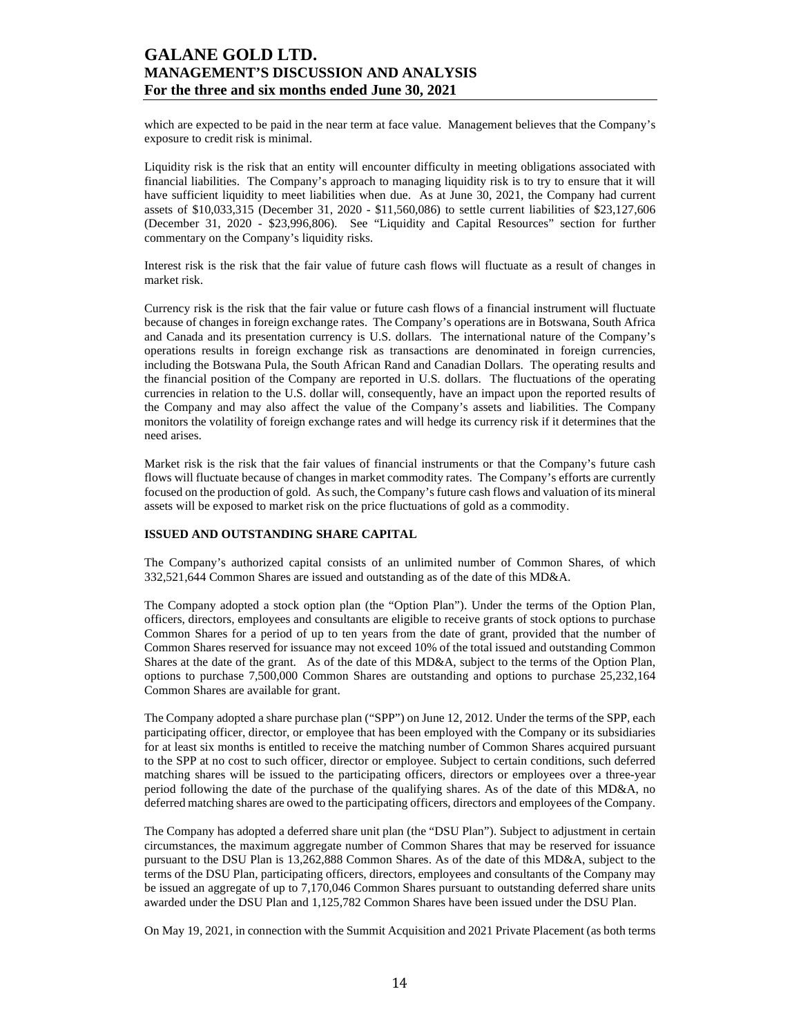which are expected to be paid in the near term at face value. Management believes that the Company's exposure to credit risk is minimal.

Liquidity risk is the risk that an entity will encounter difficulty in meeting obligations associated with financial liabilities. The Company's approach to managing liquidity risk is to try to ensure that it will have sufficient liquidity to meet liabilities when due. As at June 30, 2021, the Company had current assets of $10,033,315 (December 31, 2020 - $11,560,086) to settle current liabilities of $23,127,606 (December 31, 2020 - $23,996,806). See "Liquidity and Capital Resources" section for further commentary on the Company's liquidity risks.

Interest risk is the risk that the fair value of future cash flows will fluctuate as a result of changes in market risk.

Currency risk is the risk that the fair value or future cash flows of a financial instrument will fluctuate because of changes in foreign exchange rates. The Company's operations are in Botswana, South Africa and Canada and its presentation currency is U.S. dollars. The international nature of the Company's operations results in foreign exchange risk as transactions are denominated in foreign currencies, including the Botswana Pula, the South African Rand and Canadian Dollars. The operating results and the financial position of the Company are reported in U.S. dollars. The fluctuations of the operating currencies in relation to the U.S. dollar will, consequently, have an impact upon the reported results of the Company and may also affect the value of the Company's assets and liabilities. The Company monitors the volatility of foreign exchange rates and will hedge its currency risk if it determines that the need arises.

Market risk is the risk that the fair values of financial instruments or that the Company's future cash flows will fluctuate because of changes in market commodity rates. The Company's efforts are currently focused on the production of gold. As such, the Company's future cash flows and valuation of its mineral assets will be exposed to market risk on the price fluctuations of gold as a commodity.

## ISSUED AND OUTSTANDING SHARE CAPITAL

The Company's authorized capital consists of an unlimited number of Common Shares, of which 332,521,644 Common Shares are issued and outstanding as of the date of this MD&A.

The Company adopted a stock option plan (the "Option Plan"). Under the terms of the Option Plan, officers, directors, employees and consultants are eligible to receive grants of stock options to purchase Common Shares for a period of up to ten years from the date of grant, provided that the number of Common Shares reserved for issuance may not exceed 10% of the total issued and outstanding Common Shares at the date of the grant. As of the date of this MD&A, subject to the terms of the Option Plan, options to purchase 7,500,000 Common Shares are outstanding and options to purchase 25,232,164 Common Shares are available for grant.

The Company adopted a share purchase plan ("SPP") on June 12, 2012. Under the terms of the SPP, each participating officer, director, or employee that has been employed with the Company or its subsidiaries for at least six months is entitled to receive the matching number of Common Shares acquired pursuant to the SPP at no cost to such officer, director or employee. Subject to certain conditions, such deferred matching shares will be issued to the participating officers, directors or employees over a three-year period following the date of the purchase of the qualifying shares. As of the date of this MD&A, no deferred matching shares are owed to the participating officers, directors and employees of the Company.

The Company has adopted a deferred share unit plan (the "DSU Plan"). Subject to adjustment in certain circumstances, the maximum aggregate number of Common Shares that may be reserved for issuance pursuant to the DSU Plan is 13,262,888 Common Shares. As of the date of this MD&A, subject to the terms of the DSU Plan, participating officers, directors, employees and consultants of the Company may be issued an aggregate of up to 7,170,046 Common Shares pursuant to outstanding deferred share units awarded under the DSU Plan and 1,125,782 Common Shares have been issued under the DSU Plan.

On May 19, 2021, in connection with the Summit Acquisition and 2021 Private Placement (as both terms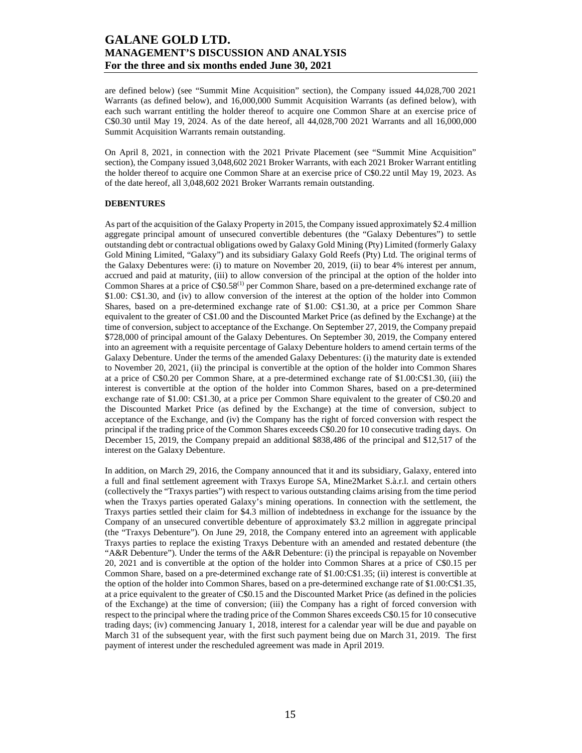are defined below) (see "Summit Mine Acquisition" section), the Company issued 44,028,700 2021 Warrants (as defined below), and 16,000,000 Summit Acquisition Warrants (as defined below), with each such warrant entitling the holder thereof to acquire one Common Share at an exercise price of C$0.30 until May 19, 2024. As of the date hereof, all 44,028,700 2021 Warrants and all 16,000,000 Summit Acquisition Warrants remain outstanding.

On April 8, 2021, in connection with the 2021 Private Placement (see "Summit Mine Acquisition" section), the Company issued 3,048,602 2021 Broker Warrants, with each 2021 Broker Warrant entitling the holder thereof to acquire one Common Share at an exercise price of C$0.22 until May 19, 2023. As of the date hereof, all 3,048,602 2021 Broker Warrants remain outstanding.

**DEBENTURES**

As part of the acquisition of the Galaxy Property in 2015, the Company issued approximately $2.4 million aggregate principal amount of unsecured convertible debentures (the "Galaxy Debentures") to settle outstanding debt or contractual obligations owed by Galaxy Gold Mining (Pty) Limited (formerly Galaxy Gold Mining Limited, "Galaxy") and its subsidiary Galaxy Gold Reefs (Pty) Ltd. The original terms of the Galaxy Debentures were: (i) to mature on November 20, 2019, (ii) to bear 4% interest per annum, accrued and paid at maturity, (iii) to allow conversion of the principal at the option of the holder into Common Shares at a price of C$0.58[(1)] per Common Share, based on a pre-determined exchange rate of $1.00: C$1.30, and (iv) to allow conversion of the interest at the option of the holder into Common Shares, based on a pre-determined exchange rate of $1.00: C$1.30, at a price per Common Share equivalent to the greater of C$1.00 and the Discounted Market Price (as defined by the Exchange) at the time of conversion, subject to acceptance of the Exchange. On September 27, 2019, the Company prepaid $728,000 of principal amount of the Galaxy Debentures. On September 30, 2019, the Company entered into an agreement with a requisite percentage of Galaxy Debenture holders to amend certain terms of the Galaxy Debenture. Under the terms of the amended Galaxy Debentures: (i) the maturity date is extended to November 20, 2021, (ii) the principal is convertible at the option of the holder into Common Shares at a price of C$0.20 per Common Share, at a pre-determined exchange rate of $1.00:C$1.30, (iii) the interest is convertible at the option of the holder into Common Shares, based on a pre-determined exchange rate of $1.00: C$1.30, at a price per Common Share equivalent to the greater of C$0.20 and the Discounted Market Price (as defined by the Exchange) at the time of conversion, subject to acceptance of the Exchange, and (iv) the Company has the right of forced conversion with respect the principal if the trading price of the Common Shares exceeds C$0.20 for 10 consecutive trading days. On December 15, 2019, the Company prepaid an additional $838,486 of the principal and $12,517 of the interest on the Galaxy Debenture.

In addition, on March 29, 2016, the Company announced that it and its subsidiary, Galaxy, entered into a full and final settlement agreement with Traxys Europe SA, Mine2Market S.à.r.l. and certain others (collectively the "Traxys parties") with respect to various outstanding claims arising from the time period when the Traxys parties operated Galaxy's mining operations. In connection with the settlement, the Traxys parties settled their claim for $4.3 million of indebtedness in exchange for the issuance by the Company of an unsecured convertible debenture of approximately $3.2 million in aggregate principal (the "Traxys Debenture"). On June 29, 2018, the Company entered into an agreement with applicable Traxys parties to replace the existing Traxys Debenture with an amended and restated debenture (the "A&R Debenture"). Under the terms of the A&R Debenture: (i) the principal is repayable on November 20, 2021 and is convertible at the option of the holder into Common Shares at a price of C$0.15 per Common Share, based on a pre-determined exchange rate of $1.00:C$1.35; (ii) interest is convertible at the option of the holder into Common Shares, based on a pre-determined exchange rate of $1.00:C$1.35, at a price equivalent to the greater of C$0.15 and the Discounted Market Price (as defined in the policies of the Exchange) at the time of conversion; (iii) the Company has a right of forced conversion with respect to the principal where the trading price of the Common Shares exceeds C$0.15 for 10 consecutive trading days; (iv) commencing January 1, 2018, interest for a calendar year will be due and payable on March 31 of the subsequent year, with the first such payment being due on March 31, 2019. The first payment of interest under the rescheduled agreement was made in April 2019.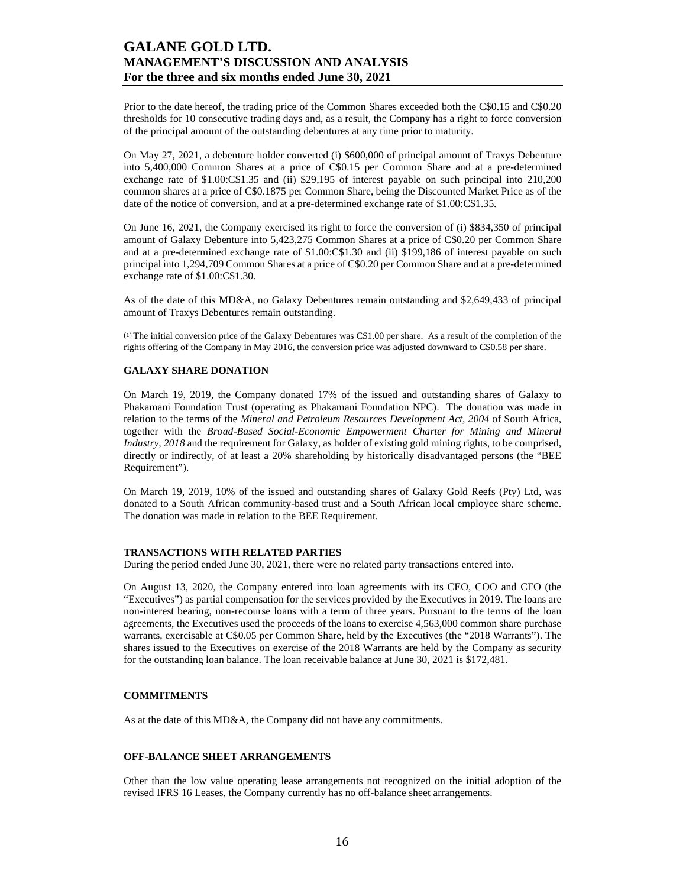Prior to the date hereof, the trading price of the Common Shares exceeded both the C$0.15 and C$0.20 thresholds for 10 consecutive trading days and, as a result, the Company has a right to force conversion of the principal amount of the outstanding debentures at any time prior to maturity.

On May 27, 2021, a debenture holder converted (i) $600,000 of principal amount of Traxys Debenture into 5,400,000 Common Shares at a price of C$0.15 per Common Share and at a pre-determined exchange rate of $1.00:C$1.35 and (ii) $29,195 of interest payable on such principal into 210,200 common shares at a price of C$0.1875 per Common Share, being the Discounted Market Price as of the date of the notice of conversion, and at a pre-determined exchange rate of $1.00:C$1.35.

On June 16, 2021, the Company exercised its right to force the conversion of (i) $834,350 of principal amount of Galaxy Debenture into 5,423,275 Common Shares at a price of C$0.20 per Common Share and at a pre-determined exchange rate of $1.00:C$1.30 and (ii) $199,186 of interest payable on such principal into 1,294,709 Common Shares at a price of C$0.20 per Common Share and at a pre-determined exchange rate of $1.00:C$1.30.

As of the date of this MD&A, no Galaxy Debentures remain outstanding and $2,649,433 of principal amount of Traxys Debentures remain outstanding.

(1) The initial conversion price of the Galaxy Debentures was C$1.00 per share. As a result of the completion of the rights offering of the Company in May 2016, the conversion price was adjusted downward to C$0.58 per share.

## GALAXY SHARE DONATION

On March 19, 2019, the Company donated 17% of the issued and outstanding shares of Galaxy to Phakamani Foundation Trust (operating as Phakamani Foundation NPC). The donation was made in relation to the terms of the *Mineral and Petroleum Resources Development Act, 2004* of South Africa, together with the *Broad-Based Social-Economic Empowerment Charter for Mining and Mineral Industry, 2018* and the requirement for Galaxy, as holder of existing gold mining rights, to be comprised, directly or indirectly, of at least a 20% shareholding by historically disadvantaged persons (the "BEE Requirement").

On March 19, 2019, 10% of the issued and outstanding shares of Galaxy Gold Reefs (Pty) Ltd, was donated to a South African community-based trust and a South African local employee share scheme. The donation was made in relation to the BEE Requirement.

## TRANSACTIONS WITH RELATED PARTIES

During the period ended June 30, 2021, there were no related party transactions entered into.

On August 13, 2020, the Company entered into loan agreements with its CEO, COO and CFO (the "Executives") as partial compensation for the services provided by the Executives in 2019. The loans are non-interest bearing, non-recourse loans with a term of three years. Pursuant to the terms of the loan agreements, the Executives used the proceeds of the loans to exercise 4,563,000 common share purchase warrants, exercisable at C$0.05 per Common Share, held by the Executives (the "2018 Warrants"). The shares issued to the Executives on exercise of the 2018 Warrants are held by the Company as security for the outstanding loan balance. The loan receivable balance at June 30, 2021 is $172,481.

## COMMITMENTS

As at the date of this MD&A, the Company did not have any commitments.

## OFF-BALANCE SHEET ARRANGEMENTS

Other than the low value operating lease arrangements not recognized on the initial adoption of the revised IFRS 16 Leases, the Company currently has no off-balance sheet arrangements.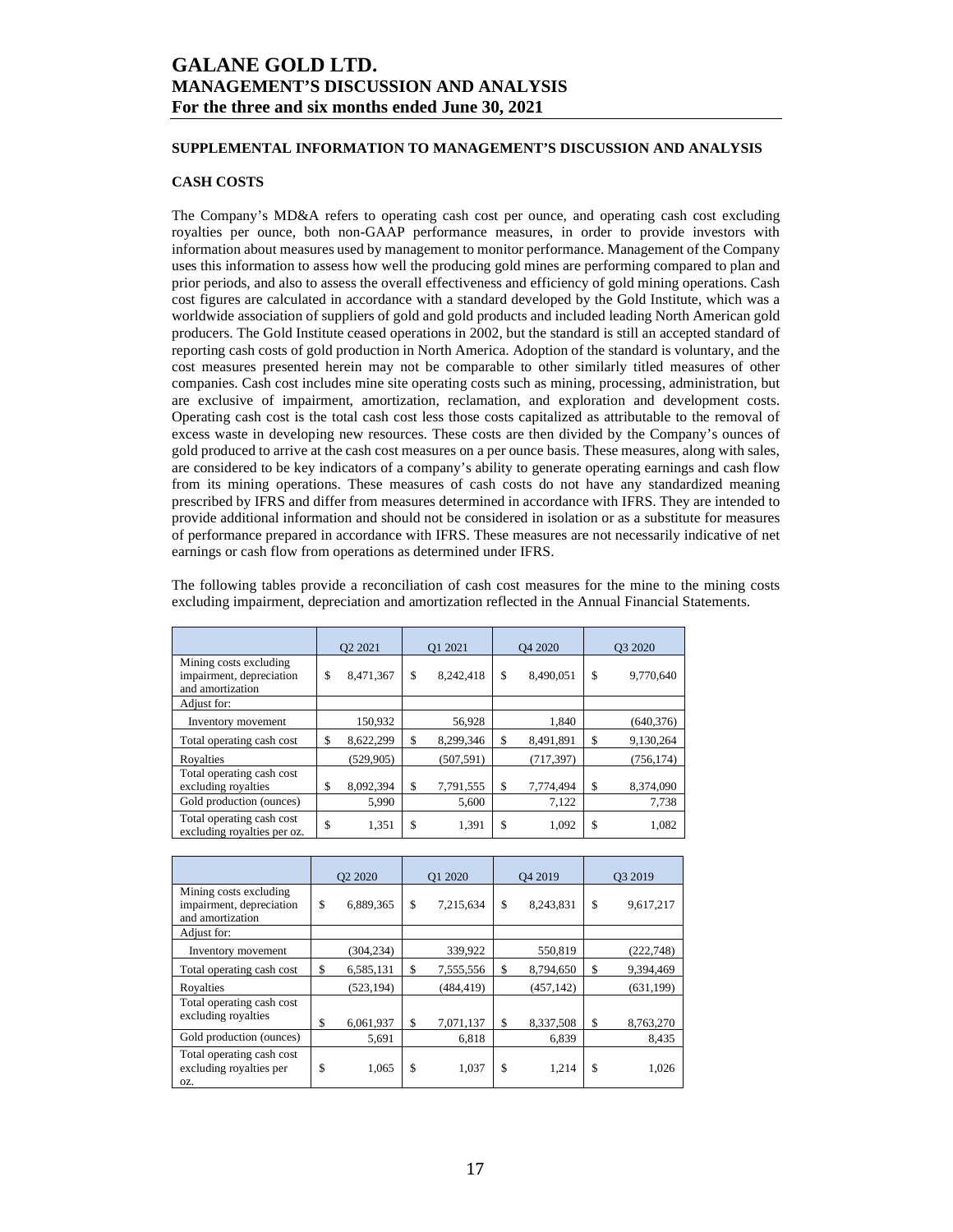## SUPPLEMENTAL INFORMATION TO MANAGEMENT'S DISCUSSION AND ANALYSIS

### CASH COSTS

The Company's MD&A refers to operating cash cost per ounce, and operating cash cost excluding royalties per ounce, both non-GAAP performance measures, in order to provide investors with information about measures used by management to monitor performance. Management of the Company uses this information to assess how well the producing gold mines are performing compared to plan and prior periods, and also to assess the overall effectiveness and efficiency of gold mining operations. Cash cost figures are calculated in accordance with a standard developed by the Gold Institute, which was a worldwide association of suppliers of gold and gold products and included leading North American gold producers. The Gold Institute ceased operations in 2002, but the standard is still an accepted standard of reporting cash costs of gold production in North America. Adoption of the standard is voluntary, and the cost measures presented herein may not be comparable to other similarly titled measures of other companies. Cash cost includes mine site operating costs such as mining, processing, administration, but are exclusive of impairment, amortization, reclamation, and exploration and development costs. Operating cash cost is the total cash cost less those costs capitalized as attributable to the removal of excess waste in developing new resources. These costs are then divided by the Company's ounces of gold produced to arrive at the cash cost measures on a per ounce basis. These measures, along with sales, are considered to be key indicators of a company's ability to generate operating earnings and cash flow from its mining operations. These measures of cash costs do not have any standardized meaning prescribed by IFRS and differ from measures determined in accordance with IFRS. They are intended to provide additional information and should not be considered in isolation or as a substitute for measures of performance prepared in accordance with IFRS. These measures are not necessarily indicative of net earnings or cash flow from operations as determined under IFRS.

The following tables provide a reconciliation of cash cost measures for the mine to the mining costs excluding impairment, depreciation and amortization reflected in the Annual Financial Statements.

| | Q2 2021 | Q1 2021 | Q4 2020 | Q3 2020 |
|---|---|---|---|---|
| Mining costs excluding impairment, depreciation and amortization | $ 8,471,367 | $ 8,242,418 | $ 8,490,051 | $ 9,770,640 |
| Adjust for: | | | | |
| Inventory movement | 150,932 | 56,928 | 1,840 | (640,376) |
| Total operating cash cost | $ 8,622,299 | $ 8,299,346 | $ 8,491,891 | $ 9,130,264 |
| Royalties | (529,905) | (507,591) | (717,397) | (756,174) |
| Total operating cash cost excluding royalties | $ 8,092,394 | $ 7,791,555 | $ 7,774,494 | $ 8,374,090 |
| Gold production (ounces) | 5,990 | 5,600 | 7,122 | 7,738 |
| Total operating cash cost excluding royalties per oz. | $ 1,351 | $ 1,391 | $ 1,092 | $ 1,082 |

| | Q2 2020 | Q1 2020 | Q4 2019 | Q3 2019 |
|---|---|---|---|---|
| Mining costs excluding impairment, depreciation and amortization | $ 6,889,365 | $ 7,215,634 | $ 8,243,831 | $ 9,617,217 |
| Adjust for: | | | | |
| Inventory movement | (304,234) | 339,922 | 550,819 | (222,748) |
| Total operating cash cost | $ 6,585,131 | $ 7,555,556 | $ 8,794,650 | $ 9,394,469 |
| Royalties | (523,194) | (484,419) | (457,142) | (631,199) |
| Total operating cash cost excluding royalties | $ 6,061,937 | $ 7,071,137 | $ 8,337,508 | $ 8,763,270 |
| Gold production (ounces) | 5,691 | 6,818 | 6,839 | 8,435 |
| Total operating cash cost excluding royalties per oz. | $ 1,065 | $ 1,037 | $ 1,214 | $ 1,026 |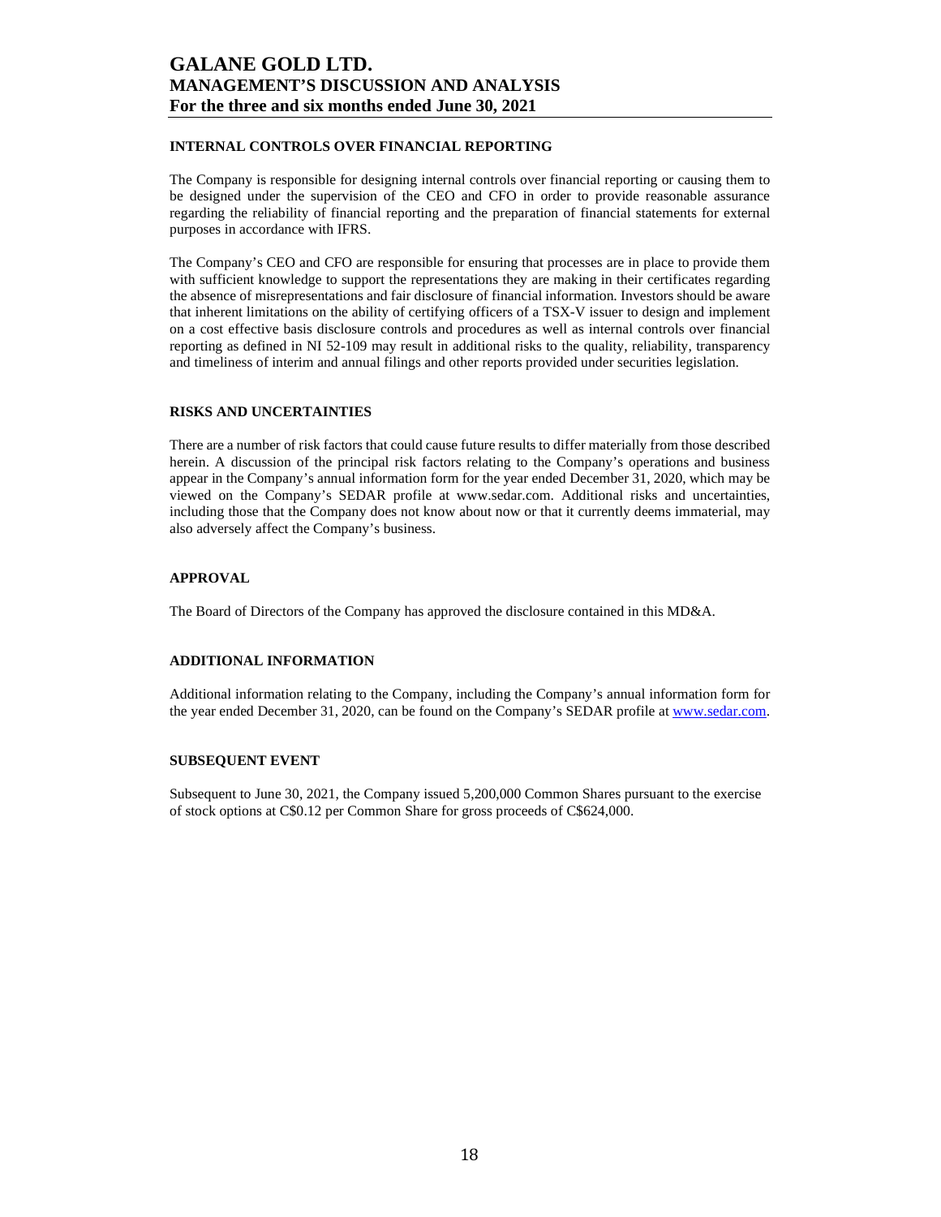## INTERNAL CONTROLS OVER FINANCIAL REPORTING

The Company is responsible for designing internal controls over financial reporting or causing them to be designed under the supervision of the CEO and CFO in order to provide reasonable assurance regarding the reliability of financial reporting and the preparation of financial statements for external purposes in accordance with IFRS.

The Company's CEO and CFO are responsible for ensuring that processes are in place to provide them with sufficient knowledge to support the representations they are making in their certificates regarding the absence of misrepresentations and fair disclosure of financial information. Investors should be aware that inherent limitations on the ability of certifying officers of a TSX-V issuer to design and implement on a cost effective basis disclosure controls and procedures as well as internal controls over financial reporting as defined in NI 52-109 may result in additional risks to the quality, reliability, transparency and timeliness of interim and annual filings and other reports provided under securities legislation.

## RISKS AND UNCERTAINTIES

There are a number of risk factors that could cause future results to differ materially from those described herein. A discussion of the principal risk factors relating to the Company's operations and business appear in the Company's annual information form for the year ended December 31, 2020, which may be viewed on the Company's SEDAR profile at www.sedar.com. Additional risks and uncertainties, including those that the Company does not know about now or that it currently deems immaterial, may also adversely affect the Company's business.

## APPROVAL

The Board of Directors of the Company has approved the disclosure contained in this MD&A.

## ADDITIONAL INFORMATION

Additional information relating to the Company, including the Company's annual information form for the year ended December 31, 2020, can be found on the Company's SEDAR profile at www.sedar.com.

## SUBSEQUENT EVENT

Subsequent to June 30, 2021, the Company issued 5,200,000 Common Shares pursuant to the exercise of stock options at C$0.12 per Common Share for gross proceeds of C$624,000.